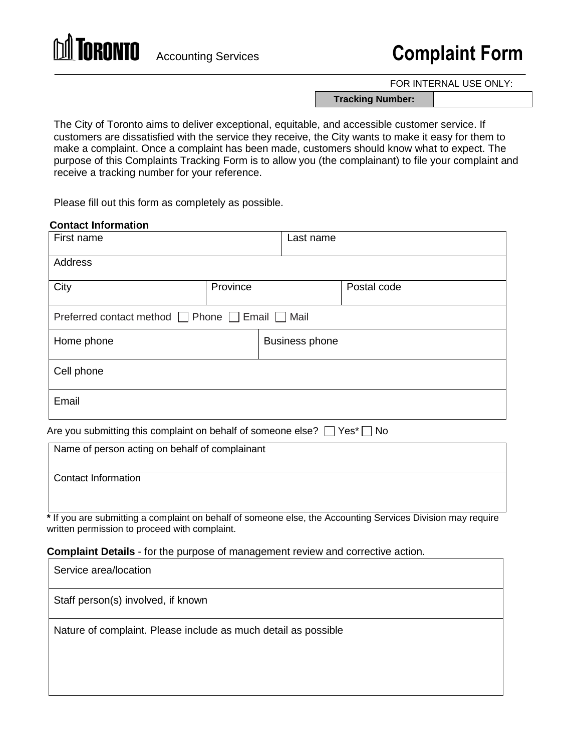TORONTO Accounting Services

# Complaint Form

FOR INTERNAL USE ONLY:

| Tracking Number: | |
|---|---|

The City of Toronto aims to deliver exceptional, equitable, and accessible customer service. If customers are dissatisfied with the service they receive, the City wants to make it easy for them to make a complaint. Once a complaint has been made, customers should know what to expect. The purpose of this Complaints Tracking Form is to allow you (the complainant) to file your complaint and receive a tracking number for your reference.

Please fill out this form as completely as possible.

**Contact Information**

| First name | | Last name |
|---|---|---|
| Address | | |
| City | Province | Postal code |
| Preferred contact method ☐ Phone ☐ Email ☐ Mail | | |
| Home phone | Business phone | |
| Cell phone | | |
| Email | | |

Are you submitting this complaint on behalf of someone else? ☐ Yes* ☐ No

| Name of person acting on behalf of complainant |
|---|
| Contact Information |

**\*** If you are submitting a complaint on behalf of someone else, the Accounting Services Division may require written permission to proceed with complaint.

**Complaint Details** - for the purpose of management review and corrective action.

| Service area/location |
|---|
| Staff person(s) involved, if known |
| Nature of complaint. Please include as much detail as possible |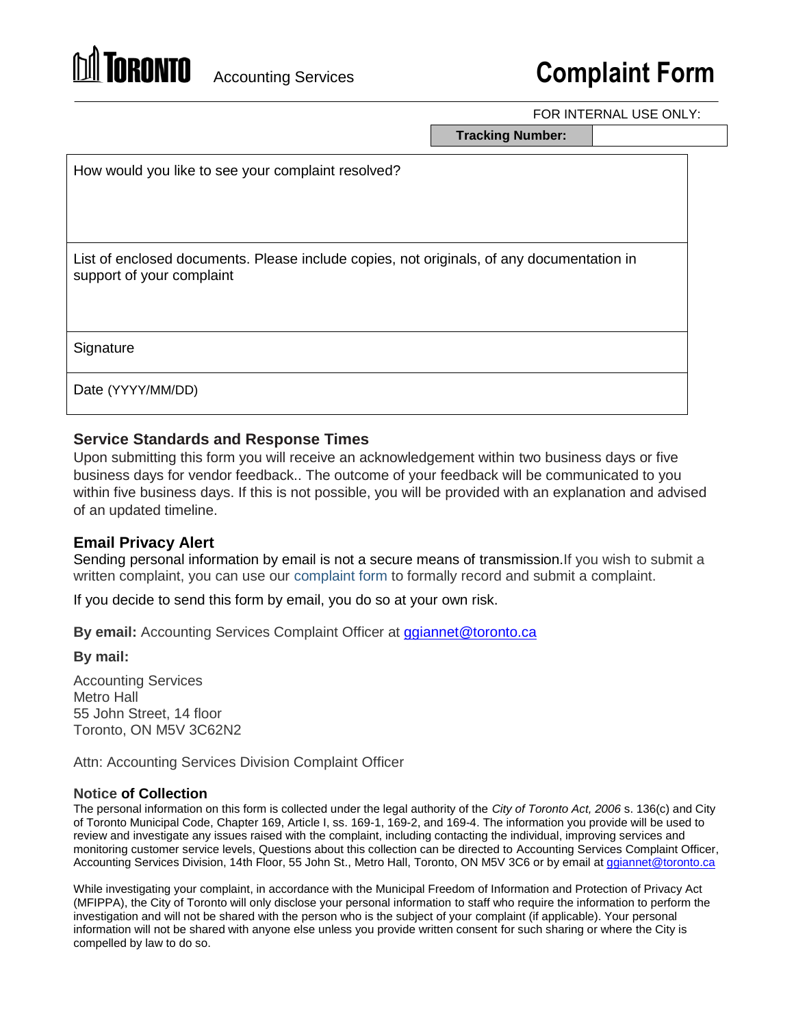# Complaint Form

Accounting Services

FOR INTERNAL USE ONLY:

| Tracking Number: | |
|---|---|

| |
|---|
| How would you like to see your complaint resolved? |
| List of enclosed documents. Please include copies, not originals, of any documentation in support of your complaint |
| Signature |
| Date (YYYY/MM/DD) |

## Service Standards and Response Times

Upon submitting this form you will receive an acknowledgement within two business days or five business days for vendor feedback.. The outcome of your feedback will be communicated to you within five business days. If this is not possible, you will be provided with an explanation and advised of an updated timeline.

## Email Privacy Alert

Sending personal information by email is not a secure means of transmission.If you wish to submit a written complaint, you can use our complaint form to formally record and submit a complaint.

If you decide to send this form by email, you do so at your own risk.

**By email:** Accounting Services Complaint Officer at ggiannet@toronto.ca

**By mail:**

Accounting Services
Metro Hall
55 John Street, 14 floor
Toronto, ON M5V 3C62N2

Attn: Accounting Services Division Complaint Officer

## Notice of Collection

The personal information on this form is collected under the legal authority of the *City of Toronto Act, 2006* s. 136(c) and City of Toronto Municipal Code, Chapter 169, Article I, ss. 169-1, 169-2, and 169-4. The information you provide will be used to review and investigate any issues raised with the complaint, including contacting the individual, improving services and monitoring customer service levels, Questions about this collection can be directed to Accounting Services Complaint Officer, Accounting Services Division, 14th Floor, 55 John St., Metro Hall, Toronto, ON M5V 3C6 or by email at ggiannet@toronto.ca

While investigating your complaint, in accordance with the Municipal Freedom of Information and Protection of Privacy Act (MFIPPA), the City of Toronto will only disclose your personal information to staff who require the information to perform the investigation and will not be shared with the person who is the subject of your complaint (if applicable). Your personal information will not be shared with anyone else unless you provide written consent for such sharing or where the City is compelled by law to do so.